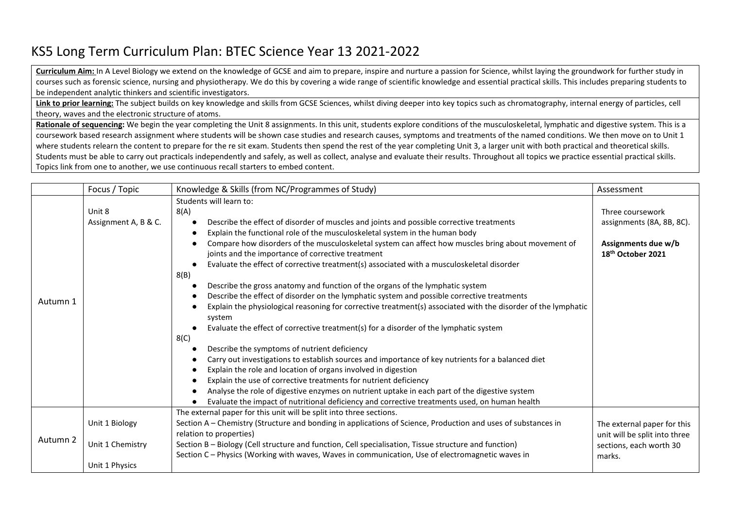# KS5 Long Term Curriculum Plan: BTEC Science Year 13 2021-2022

**Curriculum Aim:** In A Level Biology we extend on the knowledge of GCSE and aim to prepare, inspire and nurture a passion for Science, whilst laying the groundwork for further study in courses such as forensic science, nursing and physiotherapy. We do this by covering a wide range of scientific knowledge and essential practical skills. This includes preparing students to be independent analytic thinkers and scientific investigators.

**Link to prior learning:** The subject builds on key knowledge and skills from GCSE Sciences, whilst diving deeper into key topics such as chromatogaphy, internal energy of particles, cell theory, waves and the electronic structure of atoms.

**Rationale of sequencing:** We begin the year completing the Unit 8 assignments. In this unit, students explore conditions of the musculoskeletal, lymphatic and digestive system. This is a coursework based research assignment where students will be shown case studies and research causes, symptoms and treatments of the named conditions. We then move on to Unit 1 where students relearn the content to prepare for the re sit exam. Students then spend the rest of the year completing Unit 3, a larger unit with both practical and theoretical skills. Students must be able to carry out practicals independently and safely, as well as collect, analyse and evaluate their results. Throughout all topics we practice essential practical skills. Topics link from one to another, we use continuous recall starters to embed content.

| | Focus / Topic | Knowledge & Skills (from NC/Programmes of Study) | Assessment |
|---|---|---|---|
| Autumn 1 | Unit 8<br>Assignment A, B & C. | Students will learn to:<br>8(A)<br>● Describe the effect of disorder of muscles and joints and possible corrective treatments<br>● Explain the functional role of the musculoskeletal system in the human body<br>● Compare how disorders of the musculoskeletal system can affect how muscles bring about movement of joints and the importance of corrective treatment<br>● Evaluate the effect of corrective treatment(s) associated with a musculoskeletal disorder<br>8(B)<br>● Describe the gross anatomy and function of the organs of the lymphatic system<br>● Describe the effect of disorder on the lymphatic system and possible corrective treatments<br>● Explain the physiological reasoning for corrective treatment(s) associated with the disorder of the lymphatic system<br>● Evaluate the effect of corrective treatment(s) for a disorder of the lymphatic system<br>8(C)<br>● Describe the symptoms of nutrient deficiency<br>● Carry out investigations to establish sources and importance of key nutrients for a balanced diet<br>● Explain the role and location of organs involved in digestion<br>● Explain the use of corrective treatments for nutrient deficiency<br>● Analyse the role of digestive enzymes on nutrient uptake in each part of the digestive system<br>● Evaluate the impact of nutritional deficiency and corrective treatments used, on human health | Three coursework assignments (8A, 8B, 8C).<br><br>**Assignments due w/b 18th October 2021** |
| Autumn 2 | Unit 1 Biology<br><br>Unit 1 Chemistry<br><br>Unit 1 Physics | The external paper for this unit will be split into three sections.<br>Section A – Chemistry (Structure and bonding in applications of Science, Production and uses of substances in relation to properties)<br>Section B – Biology (Cell structure and function, Cell specialisation, Tissue structure and function)<br>Section C – Physics (Working with waves, Waves in communication, Use of electromagnetic waves in | The external paper for this unit will be split into three sections, each worth 30 marks. |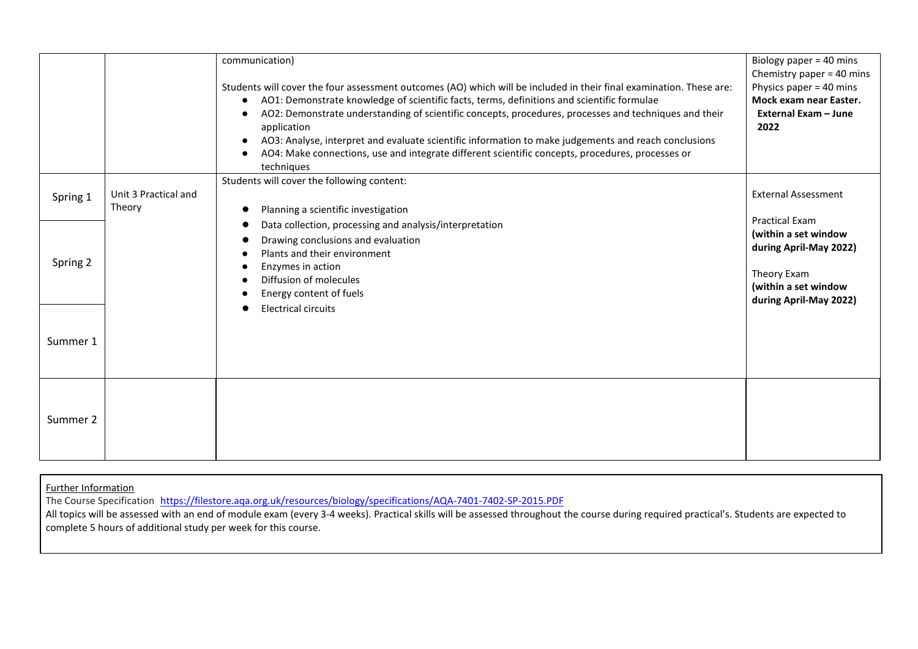| | | | |
|---|---|---|---|
| | | communication)<br><br>Students will cover the four assessment outcomes (AO) which will be included in their final examination. These are:<br>● AO1: Demonstrate knowledge of scientific facts, terms, definitions and scientific formulae<br>● AO2: Demonstrate understanding of scientific concepts, procedures, processes and techniques and their application<br>● AO3: Analyse, interpret and evaluate scientific information to make judgements and reach conclusions<br>● AO4: Make connections, use and integrate different scientific concepts, procedures, processes or techniques | Biology paper = 40 mins<br>Chemistry paper = 40 mins<br>Physics paper = 40 mins<br>**Mock exam near Easter.**<br>**External Exam – June 2022** |
| Spring 1 | Unit 3 Practical and Theory | Students will cover the following content:<br><br>● Planning a scientific investigation<br>● Data collection, processing and analysis/interpretation<br>● Drawing conclusions and evaluation<br>● Plants and their environment<br>● Enzymes in action<br>● Diffusion of molecules<br>● Energy content of fuels<br>● Electrical circuits | External Assessment<br><br>Practical Exam<br>**(within a set window during April-May 2022)**<br><br>Theory Exam<br>**(within a set window during April-May 2022)** |
| Spring 2 | | | |
| Summer 1 | | | |
| Summer 2 | | | |

Further Information

The Course Specification https://filestore.aqa.org.uk/resources/biology/specifications/AQA-7401-7402-SP-2015.PDF

All topics will be assessed with an end of module exam (every 3-4 weeks). Practical skills will be assessed throughout the course during required practical's. Students are expected to complete 5 hours of additional study per week for this course.